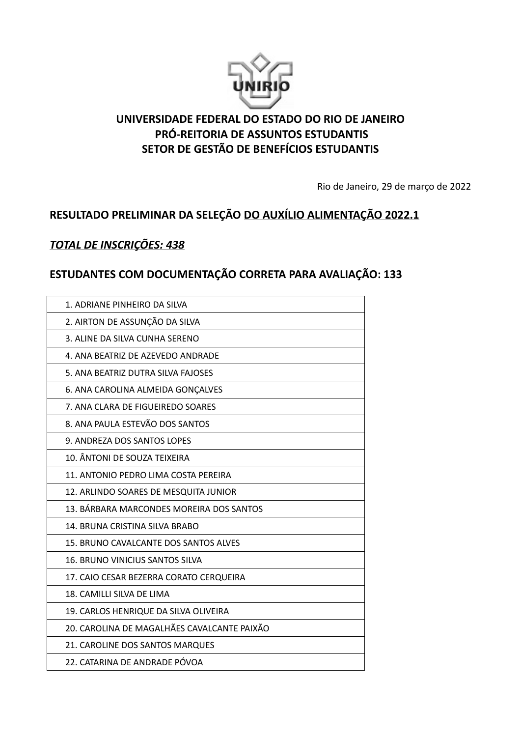**UNIVERSIDADE FEDERAL DO ESTADO DO RIO DE JANEIRO**
**PRÓ-REITORIA DE ASSUNTOS ESTUDANTIS**
**SETOR DE GESTÃO DE BENEFÍCIOS ESTUDANTIS**

Rio de Janeiro, 29 de março de 2022

## RESULTADO PRELIMINAR DA SELEÇÃO DO AUXÍLIO ALIMENTAÇÃO 2022.1

***TOTAL DE INSCRIÇÕES: 438***

## ESTUDANTES COM DOCUMENTAÇÃO CORRETA PARA AVALIAÇÃO: 133

| |
|---|
| 1. ADRIANE PINHEIRO DA SILVA |
| 2. AIRTON DE ASSUNÇÃO DA SILVA |
| 3. ALINE DA SILVA CUNHA SERENO |
| 4. ANA BEATRIZ DE AZEVEDO ANDRADE |
| 5. ANA BEATRIZ DUTRA SILVA FAJOSES |
| 6. ANA CAROLINA ALMEIDA GONÇALVES |
| 7. ANA CLARA DE FIGUEIREDO SOARES |
| 8. ANA PAULA ESTEVÃO DOS SANTOS |
| 9. ANDREZA DOS SANTOS LOPES |
| 10. ÂNTONI DE SOUZA TEIXEIRA |
| 11. ANTONIO PEDRO LIMA COSTA PEREIRA |
| 12. ARLINDO SOARES DE MESQUITA JUNIOR |
| 13. BÁRBARA MARCONDES MOREIRA DOS SANTOS |
| 14. BRUNA CRISTINA SILVA BRABO |
| 15. BRUNO CAVALCANTE DOS SANTOS ALVES |
| 16. BRUNO VINICIUS SANTOS SILVA |
| 17. CAIO CESAR BEZERRA CORATO CERQUEIRA |
| 18. CAMILLI SILVA DE LIMA |
| 19. CARLOS HENRIQUE DA SILVA OLIVEIRA |
| 20. CAROLINA DE MAGALHÃES CAVALCANTE PAIXÃO |
| 21. CAROLINE DOS SANTOS MARQUES |
| 22. CATARINA DE ANDRADE PÓVOA |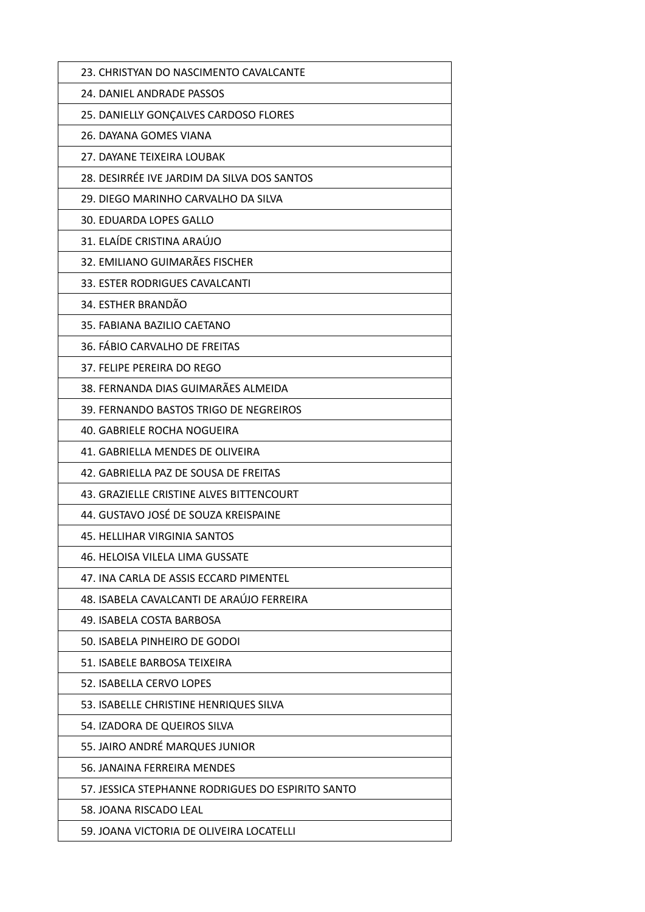| 23. CHRISTYAN DO NASCIMENTO CAVALCANTE |
|---|
| 24. DANIEL ANDRADE PASSOS |
| 25. DANIELLY GONÇALVES CARDOSO FLORES |
| 26. DAYANA GOMES VIANA |
| 27. DAYANE TEIXEIRA LOUBAK |
| 28. DESIRRÉE IVE JARDIM DA SILVA DOS SANTOS |
| 29. DIEGO MARINHO CARVALHO DA SILVA |
| 30. EDUARDA LOPES GALLO |
| 31. ELAÍDE CRISTINA ARAÚJO |
| 32. EMILIANO GUIMARÃES FISCHER |
| 33. ESTER RODRIGUES CAVALCANTI |
| 34. ESTHER BRANDÃO |
| 35. FABIANA BAZILIO CAETANO |
| 36. FÁBIO CARVALHO DE FREITAS |
| 37. FELIPE PEREIRA DO REGO |
| 38. FERNANDA DIAS GUIMARÃES ALMEIDA |
| 39. FERNANDO BASTOS TRIGO DE NEGREIROS |
| 40. GABRIELE ROCHA NOGUEIRA |
| 41. GABRIELLA MENDES DE OLIVEIRA |
| 42. GABRIELLA PAZ DE SOUSA DE FREITAS |
| 43. GRAZIELLE CRISTINE ALVES BITTENCOURT |
| 44. GUSTAVO JOSÉ DE SOUZA KREISPAINE |
| 45. HELLIHAR VIRGINIA SANTOS |
| 46. HELOISA VILELA LIMA GUSSATE |
| 47. INA CARLA DE ASSIS ECCARD PIMENTEL |
| 48. ISABELA CAVALCANTI DE ARAÚJO FERREIRA |
| 49. ISABELA COSTA BARBOSA |
| 50. ISABELA PINHEIRO DE GODOI |
| 51. ISABELE BARBOSA TEIXEIRA |
| 52. ISABELLA CERVO LOPES |
| 53. ISABELLE CHRISTINE HENRIQUES SILVA |
| 54. IZADORA DE QUEIROS SILVA |
| 55. JAIRO ANDRÉ MARQUES JUNIOR |
| 56. JANAINA FERREIRA MENDES |
| 57. JESSICA STEPHANNE RODRIGUES DO ESPIRITO SANTO |
| 58. JOANA RISCADO LEAL |
| 59. JOANA VICTORIA DE OLIVEIRA LOCATELLI |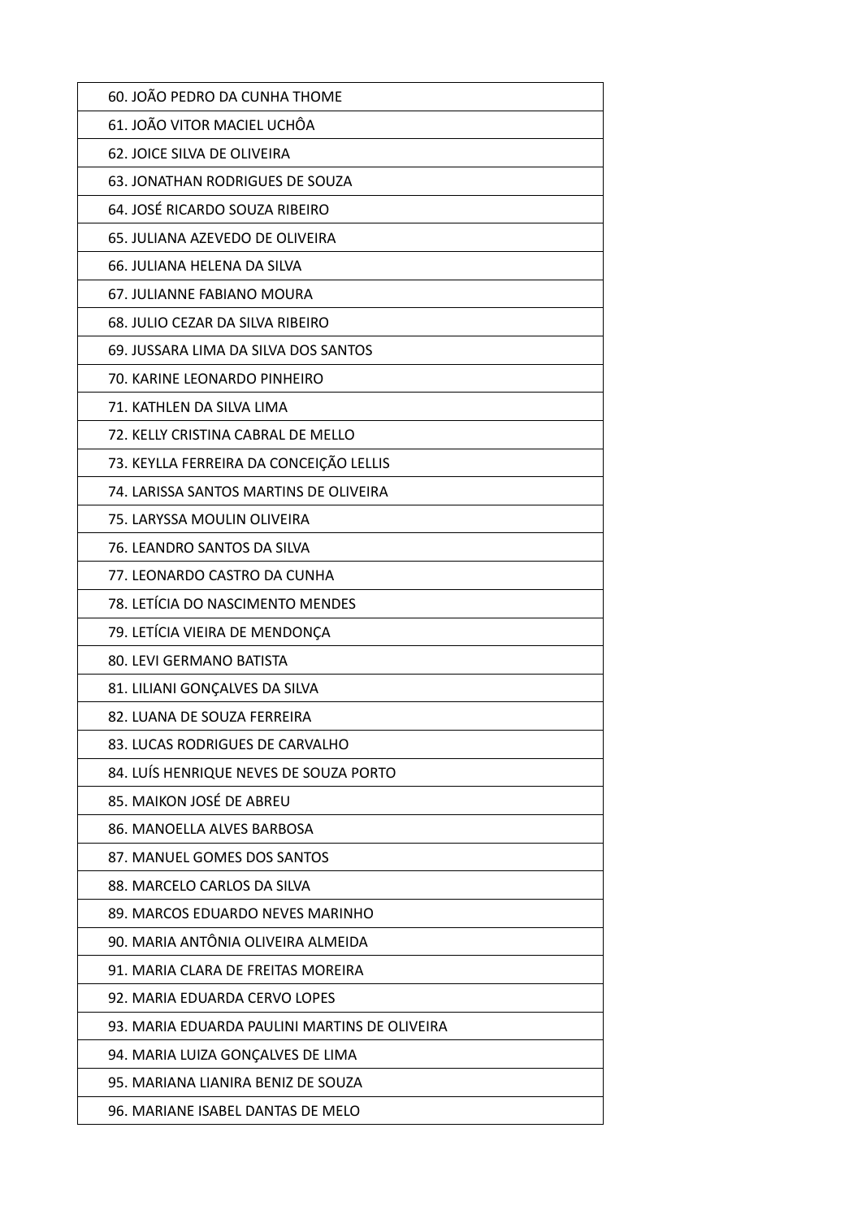| 60. JOÃO PEDRO DA CUNHA THOME |
| --- |
| 61. JOÃO VITOR MACIEL UCHÔA |
| 62. JOICE SILVA DE OLIVEIRA |
| 63. JONATHAN RODRIGUES DE SOUZA |
| 64. JOSÉ RICARDO SOUZA RIBEIRO |
| 65. JULIANA AZEVEDO DE OLIVEIRA |
| 66. JULIANA HELENA DA SILVA |
| 67. JULIANNE FABIANO MOURA |
| 68. JULIO CEZAR DA SILVA RIBEIRO |
| 69. JUSSARA LIMA DA SILVA DOS SANTOS |
| 70. KARINE LEONARDO PINHEIRO |
| 71. KATHLEN DA SILVA LIMA |
| 72. KELLY CRISTINA CABRAL DE MELLO |
| 73. KEYLLA FERREIRA DA CONCEIÇÃO LELLIS |
| 74. LARISSA SANTOS MARTINS DE OLIVEIRA |
| 75. LARYSSA MOULIN OLIVEIRA |
| 76. LEANDRO SANTOS DA SILVA |
| 77. LEONARDO CASTRO DA CUNHA |
| 78. LETÍCIA DO NASCIMENTO MENDES |
| 79. LETÍCIA VIEIRA DE MENDONÇA |
| 80. LEVI GERMANO BATISTA |
| 81. LILIANI GONÇALVES DA SILVA |
| 82. LUANA DE SOUZA FERREIRA |
| 83. LUCAS RODRIGUES DE CARVALHO |
| 84. LUÍS HENRIQUE NEVES DE SOUZA PORTO |
| 85. MAIKON JOSÉ DE ABREU |
| 86. MANOELLA ALVES BARBOSA |
| 87. MANUEL GOMES DOS SANTOS |
| 88. MARCELO CARLOS DA SILVA |
| 89. MARCOS EDUARDO NEVES MARINHO |
| 90. MARIA ANTÔNIA OLIVEIRA ALMEIDA |
| 91. MARIA CLARA DE FREITAS MOREIRA |
| 92. MARIA EDUARDA CERVO LOPES |
| 93. MARIA EDUARDA PAULINI MARTINS DE OLIVEIRA |
| 94. MARIA LUIZA GONÇALVES DE LIMA |
| 95. MARIANA LIANIRA BENIZ DE SOUZA |
| 96. MARIANE ISABEL DANTAS DE MELO |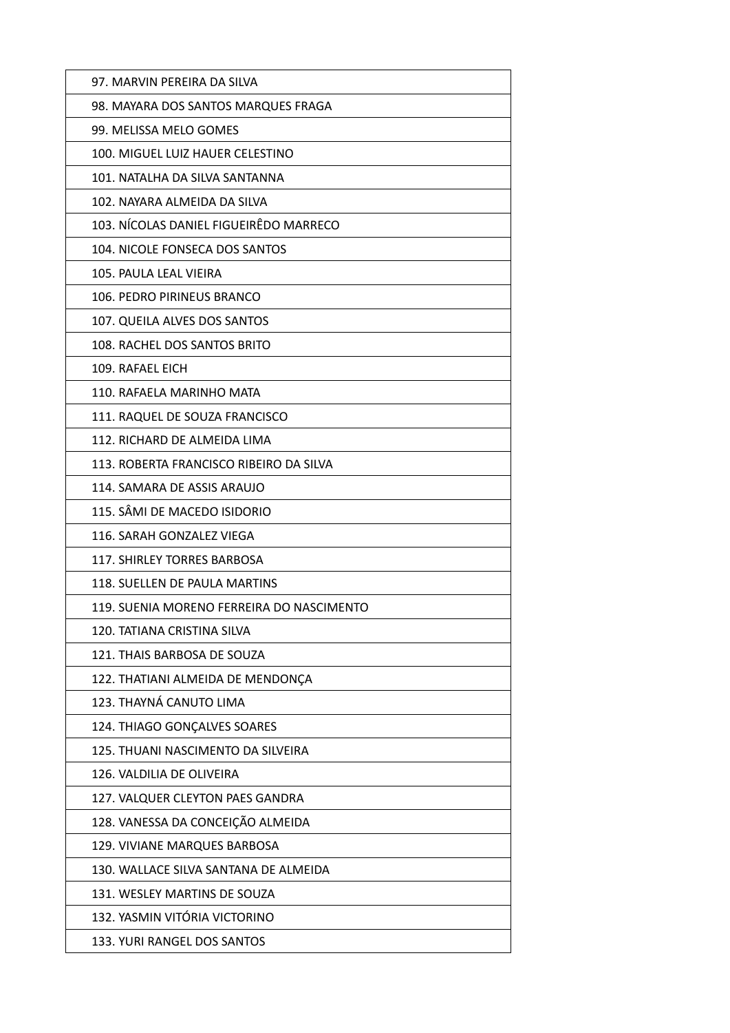| 97. MARVIN PEREIRA DA SILVA |
|---|
| 98. MAYARA DOS SANTOS MARQUES FRAGA |
| 99. MELISSA MELO GOMES |
| 100. MIGUEL LUIZ HAUER CELESTINO |
| 101. NATALHA DA SILVA SANTANNA |
| 102. NAYARA ALMEIDA DA SILVA |
| 103. NÍCOLAS DANIEL FIGUEIRÊDO MARRECO |
| 104. NICOLE FONSECA DOS SANTOS |
| 105. PAULA LEAL VIEIRA |
| 106. PEDRO PIRINEUS BRANCO |
| 107. QUEILA ALVES DOS SANTOS |
| 108. RACHEL DOS SANTOS BRITO |
| 109. RAFAEL EICH |
| 110. RAFAELA MARINHO MATA |
| 111. RAQUEL DE SOUZA FRANCISCO |
| 112. RICHARD DE ALMEIDA LIMA |
| 113. ROBERTA FRANCISCO RIBEIRO DA SILVA |
| 114. SAMARA DE ASSIS ARAUJO |
| 115. SÂMI DE MACEDO ISIDORIO |
| 116. SARAH GONZALEZ VIEGA |
| 117. SHIRLEY TORRES BARBOSA |
| 118. SUELLEN DE PAULA MARTINS |
| 119. SUENIA MORENO FERREIRA DO NASCIMENTO |
| 120. TATIANA CRISTINA SILVA |
| 121. THAIS BARBOSA DE SOUZA |
| 122. THATIANI ALMEIDA DE MENDONÇA |
| 123. THAYNÁ CANUTO LIMA |
| 124. THIAGO GONÇALVES SOARES |
| 125. THUANI NASCIMENTO DA SILVEIRA |
| 126. VALDILIA DE OLIVEIRA |
| 127. VALQUER CLEYTON PAES GANDRA |
| 128. VANESSA DA CONCEIÇÃO ALMEIDA |
| 129. VIVIANE MARQUES BARBOSA |
| 130. WALLACE SILVA SANTANA DE ALMEIDA |
| 131. WESLEY MARTINS DE SOUZA |
| 132. YASMIN VITÓRIA VICTORINO |
| 133. YURI RANGEL DOS SANTOS |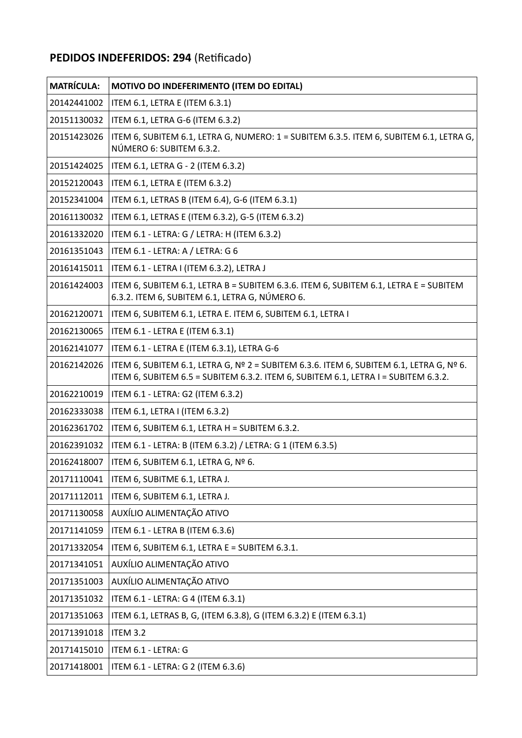**PEDIDOS INDEFERIDOS: 294** (Retificado)

| MATRÍCULA: | MOTIVO DO INDEFERIMENTO (ITEM DO EDITAL) |
|---|---|
| 20142441002 | ITEM 6.1, LETRA E (ITEM 6.3.1) |
| 20151130032 | ITEM 6.1, LETRA G-6 (ITEM 6.3.2) |
| 20151423026 | ITEM 6, SUBITEM 6.1, LETRA G, NUMERO: 1 = SUBITEM 6.3.5. ITEM 6, SUBITEM 6.1, LETRA G, NÚMERO 6: SUBITEM 6.3.2. |
| 20151424025 | ITEM 6.1, LETRA G - 2 (ITEM 6.3.2) |
| 20152120043 | ITEM 6.1, LETRA E (ITEM 6.3.2) |
| 20152341004 | ITEM 6.1, LETRAS B (ITEM 6.4), G-6 (ITEM 6.3.1) |
| 20161130032 | ITEM 6.1, LETRAS E (ITEM 6.3.2), G-5 (ITEM 6.3.2) |
| 20161332020 | ITEM 6.1 - LETRA: G / LETRA: H (ITEM 6.3.2) |
| 20161351043 | ITEM 6.1 - LETRA: A / LETRA: G 6 |
| 20161415011 | ITEM 6.1 - LETRA I (ITEM 6.3.2), LETRA J |
| 20161424003 | ITEM 6, SUBITEM 6.1, LETRA B = SUBITEM 6.3.6. ITEM 6, SUBITEM 6.1, LETRA E = SUBITEM 6.3.2. ITEM 6, SUBITEM 6.1, LETRA G, NÚMERO 6. |
| 20162120071 | ITEM 6, SUBITEM 6.1, LETRA E. ITEM 6, SUBITEM 6.1, LETRA I |
| 20162130065 | ITEM 6.1 - LETRA E (ITEM 6.3.1) |
| 20162141077 | ITEM 6.1 - LETRA E (ITEM 6.3.1), LETRA G-6 |
| 20162142026 | ITEM 6, SUBITEM 6.1, LETRA G, Nº 2 = SUBITEM 6.3.6. ITEM 6, SUBITEM 6.1, LETRA G, Nº 6. ITEM 6, SUBITEM 6.5 = SUBITEM 6.3.2. ITEM 6, SUBITEM 6.1, LETRA I = SUBITEM 6.3.2. |
| 20162210019 | ITEM 6.1 - LETRA: G2 (ITEM 6.3.2) |
| 20162333038 | ITEM 6.1, LETRA I (ITEM 6.3.2) |
| 20162361702 | ITEM 6, SUBITEM 6.1, LETRA H = SUBITEM 6.3.2. |
| 20162391032 | ITEM 6.1 - LETRA: B (ITEM 6.3.2) / LETRA: G 1 (ITEM 6.3.5) |
| 20162418007 | ITEM 6, SUBITEM 6.1, LETRA G, Nº 6. |
| 20171110041 | ITEM 6, SUBITME 6.1, LETRA J. |
| 20171112011 | ITEM 6, SUBITEM 6.1, LETRA J. |
| 20171130058 | AUXÍLIO ALIMENTAÇÃO ATIVO |
| 20171141059 | ITEM 6.1 - LETRA B (ITEM 6.3.6) |
| 20171332054 | ITEM 6, SUBITEM 6.1, LETRA E = SUBITEM 6.3.1. |
| 20171341051 | AUXÍLIO ALIMENTAÇÃO ATIVO |
| 20171351003 | AUXÍLIO ALIMENTAÇÃO ATIVO |
| 20171351032 | ITEM 6.1 - LETRA: G 4 (ITEM 6.3.1) |
| 20171351063 | ITEM 6.1, LETRAS B, G, (ITEM 6.3.8), G (ITEM 6.3.2) E (ITEM 6.3.1) |
| 20171391018 | ITEM 3.2 |
| 20171415010 | ITEM 6.1 - LETRA: G |
| 20171418001 | ITEM 6.1 - LETRA: G 2 (ITEM 6.3.6) |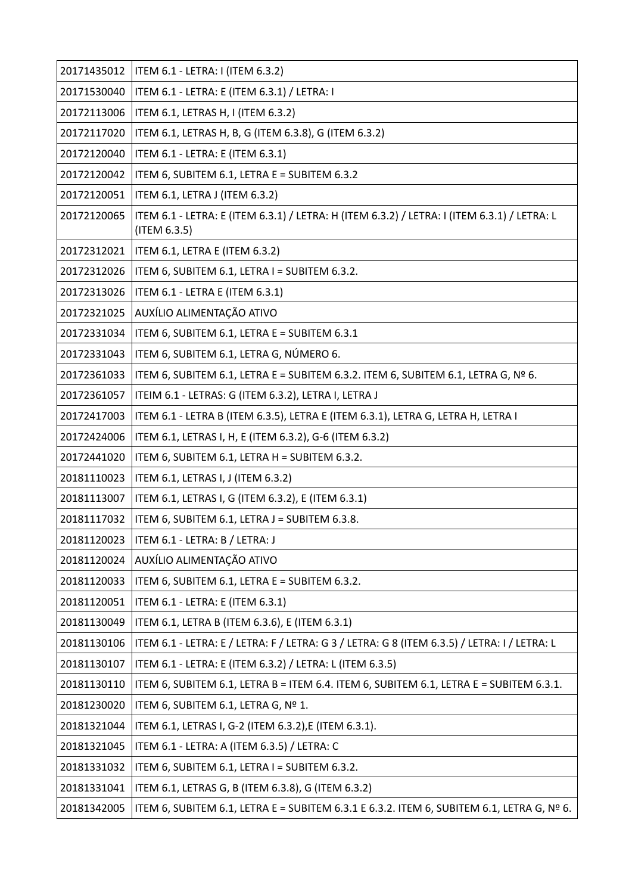| | |
|---|---|
| 20171435012 | ITEM 6.1 - LETRA: I (ITEM 6.3.2) |
| 20171530040 | ITEM 6.1 - LETRA: E (ITEM 6.3.1) / LETRA: I |
| 20172113006 | ITEM 6.1, LETRAS H, I (ITEM 6.3.2) |
| 20172117020 | ITEM 6.1, LETRAS H, B, G (ITEM 6.3.8), G (ITEM 6.3.2) |
| 20172120040 | ITEM 6.1 - LETRA: E (ITEM 6.3.1) |
| 20172120042 | ITEM 6, SUBITEM 6.1, LETRA E = SUBITEM 6.3.2 |
| 20172120051 | ITEM 6.1, LETRA J (ITEM 6.3.2) |
| 20172120065 | ITEM 6.1 - LETRA: E (ITEM 6.3.1) / LETRA: H (ITEM 6.3.2) / LETRA: I (ITEM 6.3.1) / LETRA: L (ITEM 6.3.5) |
| 20172312021 | ITEM 6.1, LETRA E (ITEM 6.3.2) |
| 20172312026 | ITEM 6, SUBITEM 6.1, LETRA I = SUBITEM 6.3.2. |
| 20172313026 | ITEM 6.1 - LETRA E (ITEM 6.3.1) |
| 20172321025 | AUXÍLIO ALIMENTAÇÃO ATIVO |
| 20172331034 | ITEM 6, SUBITEM 6.1, LETRA E = SUBITEM 6.3.1 |
| 20172331043 | ITEM 6, SUBITEM 6.1, LETRA G, NÚMERO 6. |
| 20172361033 | ITEM 6, SUBITEM 6.1, LETRA E = SUBITEM 6.3.2. ITEM 6, SUBITEM 6.1, LETRA G, Nº 6. |
| 20172361057 | ITEIM 6.1 - LETRAS: G (ITEM 6.3.2), LETRA I, LETRA J |
| 20172417003 | ITEM 6.1 - LETRA B (ITEM 6.3.5), LETRA E (ITEM 6.3.1), LETRA G, LETRA H, LETRA I |
| 20172424006 | ITEM 6.1, LETRAS I, H, E (ITEM 6.3.2), G-6 (ITEM 6.3.2) |
| 20172441020 | ITEM 6, SUBITEM 6.1, LETRA H = SUBITEM 6.3.2. |
| 20181110023 | ITEM 6.1, LETRAS I, J (ITEM 6.3.2) |
| 20181113007 | ITEM 6.1, LETRAS I, G (ITEM 6.3.2), E (ITEM 6.3.1) |
| 20181117032 | ITEM 6, SUBITEM 6.1, LETRA J = SUBITEM 6.3.8. |
| 20181120023 | ITEM 6.1 - LETRA: B / LETRA: J |
| 20181120024 | AUXÍLIO ALIMENTAÇÃO ATIVO |
| 20181120033 | ITEM 6, SUBITEM 6.1, LETRA E = SUBITEM 6.3.2. |
| 20181120051 | ITEM 6.1 - LETRA: E (ITEM 6.3.1) |
| 20181130049 | ITEM 6.1, LETRA B (ITEM 6.3.6), E (ITEM 6.3.1) |
| 20181130106 | ITEM 6.1 - LETRA: E / LETRA: F / LETRA: G 3 / LETRA: G 8 (ITEM 6.3.5) / LETRA: I / LETRA: L |
| 20181130107 | ITEM 6.1 - LETRA: E (ITEM 6.3.2) / LETRA: L (ITEM 6.3.5) |
| 20181130110 | ITEM 6, SUBITEM 6.1, LETRA B = ITEM 6.4. ITEM 6, SUBITEM 6.1, LETRA E = SUBITEM 6.3.1. |
| 20181230020 | ITEM 6, SUBITEM 6.1, LETRA G, Nº 1. |
| 20181321044 | ITEM 6.1, LETRAS I, G-2 (ITEM 6.3.2),E (ITEM 6.3.1). |
| 20181321045 | ITEM 6.1 - LETRA: A (ITEM 6.3.5) / LETRA: C |
| 20181331032 | ITEM 6, SUBITEM 6.1, LETRA I = SUBITEM 6.3.2. |
| 20181331041 | ITEM 6.1, LETRAS G, B (ITEM 6.3.8), G (ITEM 6.3.2) |
| 20181342005 | ITEM 6, SUBITEM 6.1, LETRA E = SUBITEM 6.3.1 E 6.3.2. ITEM 6, SUBITEM 6.1, LETRA G, Nº 6. |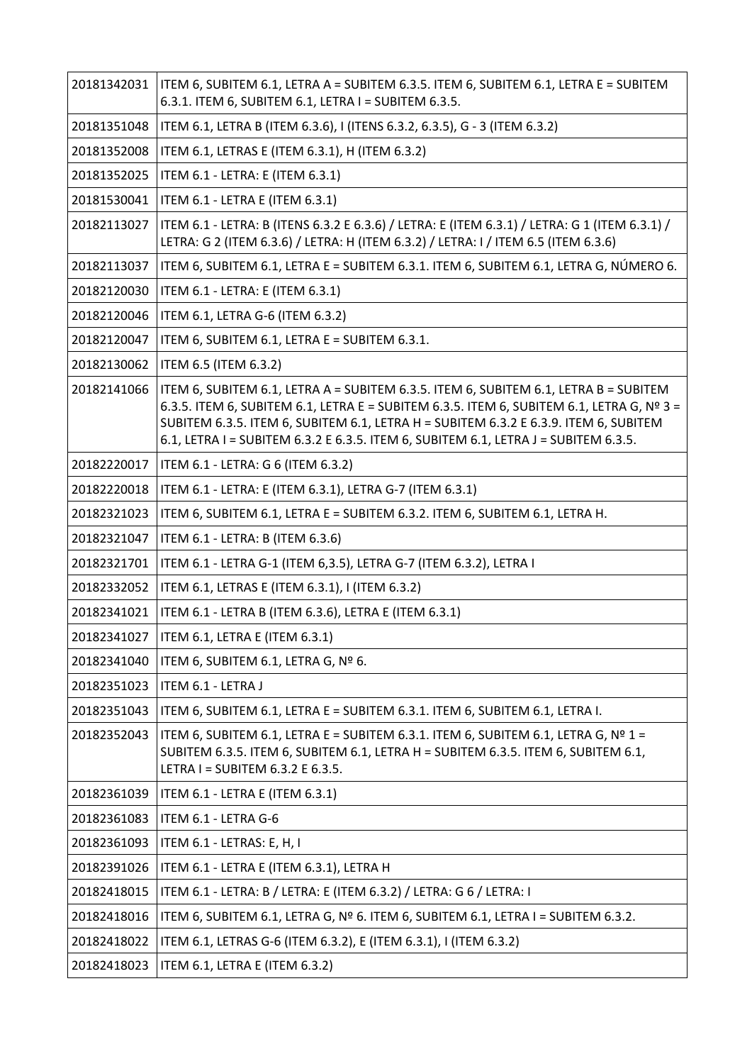| | |
|---|---|
| 20181342031 | ITEM 6, SUBITEM 6.1, LETRA A = SUBITEM 6.3.5. ITEM 6, SUBITEM 6.1, LETRA E = SUBITEM 6.3.1. ITEM 6, SUBITEM 6.1, LETRA I = SUBITEM 6.3.5. |
| 20181351048 | ITEM 6.1, LETRA B (ITEM 6.3.6), I (ITENS 6.3.2, 6.3.5), G - 3 (ITEM 6.3.2) |
| 20181352008 | ITEM 6.1, LETRAS E (ITEM 6.3.1), H (ITEM 6.3.2) |
| 20181352025 | ITEM 6.1 - LETRA: E (ITEM 6.3.1) |
| 20181530041 | ITEM 6.1 - LETRA E (ITEM 6.3.1) |
| 20182113027 | ITEM 6.1 - LETRA: B (ITENS 6.3.2 E 6.3.6) / LETRA: E (ITEM 6.3.1) / LETRA: G 1 (ITEM 6.3.1) / LETRA: G 2 (ITEM 6.3.6) / LETRA: H (ITEM 6.3.2) / LETRA: I / ITEM 6.5 (ITEM 6.3.6) |
| 20182113037 | ITEM 6, SUBITEM 6.1, LETRA E = SUBITEM 6.3.1. ITEM 6, SUBITEM 6.1, LETRA G, NÚMERO 6. |
| 20182120030 | ITEM 6.1 - LETRA: E (ITEM 6.3.1) |
| 20182120046 | ITEM 6.1, LETRA G-6 (ITEM 6.3.2) |
| 20182120047 | ITEM 6, SUBITEM 6.1, LETRA E = SUBITEM 6.3.1. |
| 20182130062 | ITEM 6.5 (ITEM 6.3.2) |
| 20182141066 | ITEM 6, SUBITEM 6.1, LETRA A = SUBITEM 6.3.5. ITEM 6, SUBITEM 6.1, LETRA B = SUBITEM 6.3.5. ITEM 6, SUBITEM 6.1, LETRA E = SUBITEM 6.3.5. ITEM 6, SUBITEM 6.1, LETRA G, Nº 3 = SUBITEM 6.3.5. ITEM 6, SUBITEM 6.1, LETRA H = SUBITEM 6.3.2 E 6.3.9. ITEM 6, SUBITEM 6.1, LETRA I = SUBITEM 6.3.2 E 6.3.5. ITEM 6, SUBITEM 6.1, LETRA J = SUBITEM 6.3.5. |
| 20182220017 | ITEM 6.1 - LETRA: G 6 (ITEM 6.3.2) |
| 20182220018 | ITEM 6.1 - LETRA: E (ITEM 6.3.1), LETRA G-7 (ITEM 6.3.1) |
| 20182321023 | ITEM 6, SUBITEM 6.1, LETRA E = SUBITEM 6.3.2. ITEM 6, SUBITEM 6.1, LETRA H. |
| 20182321047 | ITEM 6.1 - LETRA: B (ITEM 6.3.6) |
| 20182321701 | ITEM 6.1 - LETRA G-1 (ITEM 6,3.5), LETRA G-7 (ITEM 6.3.2), LETRA I |
| 20182332052 | ITEM 6.1, LETRAS E (ITEM 6.3.1), I (ITEM 6.3.2) |
| 20182341021 | ITEM 6.1 - LETRA B (ITEM 6.3.6), LETRA E (ITEM 6.3.1) |
| 20182341027 | ITEM 6.1, LETRA E (ITEM 6.3.1) |
| 20182341040 | ITEM 6, SUBITEM 6.1, LETRA G, Nº 6. |
| 20182351023 | ITEM 6.1 - LETRA J |
| 20182351043 | ITEM 6, SUBITEM 6.1, LETRA E = SUBITEM 6.3.1. ITEM 6, SUBITEM 6.1, LETRA I. |
| 20182352043 | ITEM 6, SUBITEM 6.1, LETRA E = SUBITEM 6.3.1. ITEM 6, SUBITEM 6.1, LETRA G, Nº 1 = SUBITEM 6.3.5. ITEM 6, SUBITEM 6.1, LETRA H = SUBITEM 6.3.5. ITEM 6, SUBITEM 6.1, LETRA I = SUBITEM 6.3.2 E 6.3.5. |
| 20182361039 | ITEM 6.1 - LETRA E (ITEM 6.3.1) |
| 20182361083 | ITEM 6.1 - LETRA G-6 |
| 20182361093 | ITEM 6.1 - LETRAS: E, H, I |
| 20182391026 | ITEM 6.1 - LETRA E (ITEM 6.3.1), LETRA H |
| 20182418015 | ITEM 6.1 - LETRA: B / LETRA: E (ITEM 6.3.2) / LETRA: G 6 / LETRA: I |
| 20182418016 | ITEM 6, SUBITEM 6.1, LETRA G, Nº 6. ITEM 6, SUBITEM 6.1, LETRA I = SUBITEM 6.3.2. |
| 20182418022 | ITEM 6.1, LETRAS G-6 (ITEM 6.3.2), E (ITEM 6.3.1), I (ITEM 6.3.2) |
| 20182418023 | ITEM 6.1, LETRA E (ITEM 6.3.2) |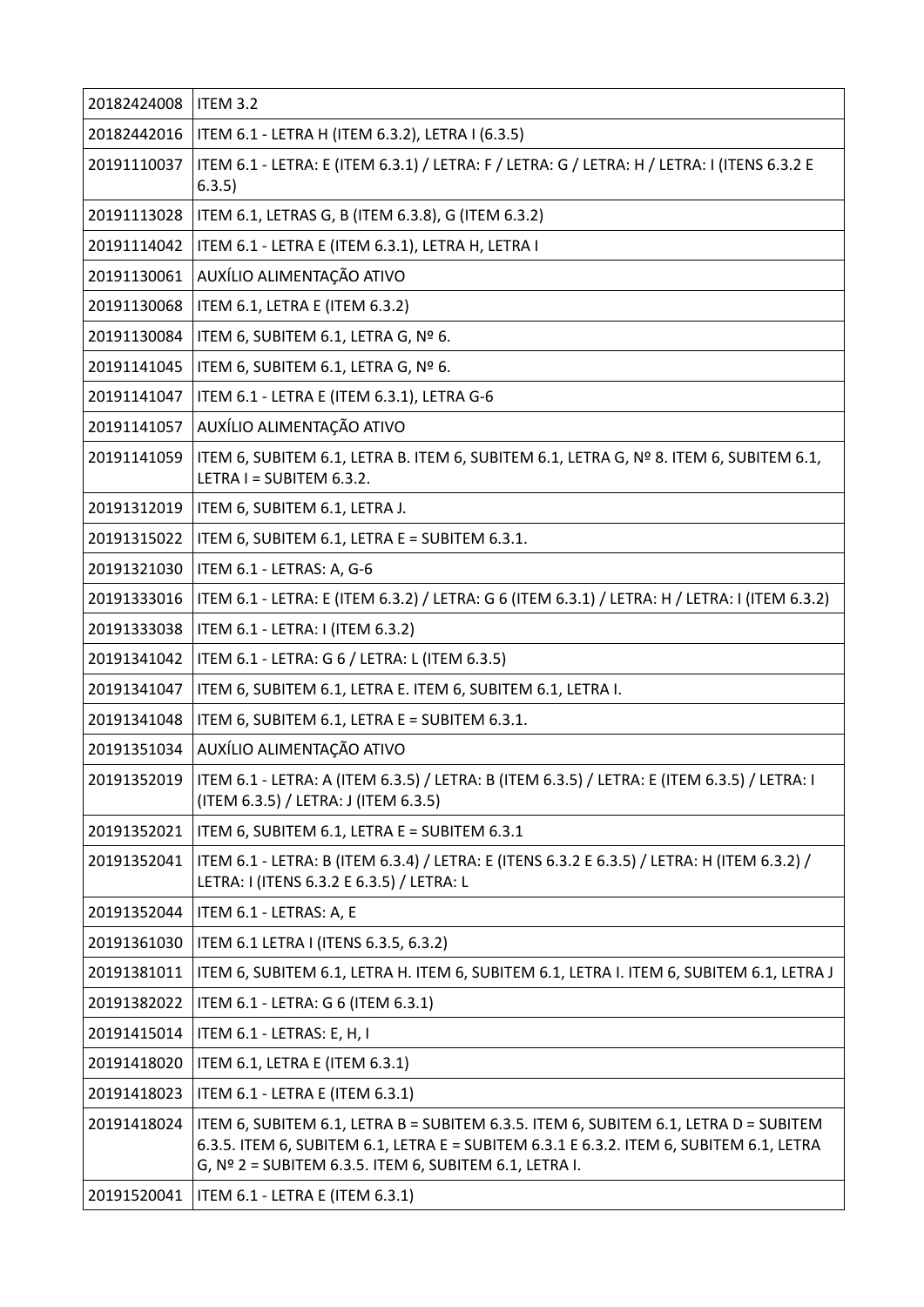| | |
|---|---|
| 20182424008 | ITEM 3.2 |
| 20182442016 | ITEM 6.1 - LETRA H (ITEM 6.3.2), LETRA I (6.3.5) |
| 20191110037 | ITEM 6.1 - LETRA: E (ITEM 6.3.1) / LETRA: F / LETRA: G / LETRA: H / LETRA: I (ITENS 6.3.2 E 6.3.5) |
| 20191113028 | ITEM 6.1, LETRAS G, B (ITEM 6.3.8), G (ITEM 6.3.2) |
| 20191114042 | ITEM 6.1 - LETRA E (ITEM 6.3.1), LETRA H, LETRA I |
| 20191130061 | AUXÍLIO ALIMENTAÇÃO ATIVO |
| 20191130068 | ITEM 6.1, LETRA E (ITEM 6.3.2) |
| 20191130084 | ITEM 6, SUBITEM 6.1, LETRA G, Nº 6. |
| 20191141045 | ITEM 6, SUBITEM 6.1, LETRA G, Nº 6. |
| 20191141047 | ITEM 6.1 - LETRA E (ITEM 6.3.1), LETRA G-6 |
| 20191141057 | AUXÍLIO ALIMENTAÇÃO ATIVO |
| 20191141059 | ITEM 6, SUBITEM 6.1, LETRA B. ITEM 6, SUBITEM 6.1, LETRA G, Nº 8. ITEM 6, SUBITEM 6.1, LETRA I = SUBITEM 6.3.2. |
| 20191312019 | ITEM 6, SUBITEM 6.1, LETRA J. |
| 20191315022 | ITEM 6, SUBITEM 6.1, LETRA E = SUBITEM 6.3.1. |
| 20191321030 | ITEM 6.1 - LETRAS: A, G-6 |
| 20191333016 | ITEM 6.1 - LETRA: E (ITEM 6.3.2) / LETRA: G 6 (ITEM 6.3.1) / LETRA: H / LETRA: I (ITEM 6.3.2) |
| 20191333038 | ITEM 6.1 - LETRA: I (ITEM 6.3.2) |
| 20191341042 | ITEM 6.1 - LETRA: G 6 / LETRA: L (ITEM 6.3.5) |
| 20191341047 | ITEM 6, SUBITEM 6.1, LETRA E. ITEM 6, SUBITEM 6.1, LETRA I. |
| 20191341048 | ITEM 6, SUBITEM 6.1, LETRA E = SUBITEM 6.3.1. |
| 20191351034 | AUXÍLIO ALIMENTAÇÃO ATIVO |
| 20191352019 | ITEM 6.1 - LETRA: A (ITEM 6.3.5) / LETRA: B (ITEM 6.3.5) / LETRA: E (ITEM 6.3.5) / LETRA: I (ITEM 6.3.5) / LETRA: J (ITEM 6.3.5) |
| 20191352021 | ITEM 6, SUBITEM 6.1, LETRA E = SUBITEM 6.3.1 |
| 20191352041 | ITEM 6.1 - LETRA: B (ITEM 6.3.4) / LETRA: E (ITENS 6.3.2 E 6.3.5) / LETRA: H (ITEM 6.3.2) / LETRA: I (ITENS 6.3.2 E 6.3.5) / LETRA: L |
| 20191352044 | ITEM 6.1 - LETRAS: A, E |
| 20191361030 | ITEM 6.1 LETRA I (ITENS 6.3.5, 6.3.2) |
| 20191381011 | ITEM 6, SUBITEM 6.1, LETRA H. ITEM 6, SUBITEM 6.1, LETRA I. ITEM 6, SUBITEM 6.1, LETRA J |
| 20191382022 | ITEM 6.1 - LETRA: G 6 (ITEM 6.3.1) |
| 20191415014 | ITEM 6.1 - LETRAS: E, H, I |
| 20191418020 | ITEM 6.1, LETRA E (ITEM 6.3.1) |
| 20191418023 | ITEM 6.1 - LETRA E (ITEM 6.3.1) |
| 20191418024 | ITEM 6, SUBITEM 6.1, LETRA B = SUBITEM 6.3.5. ITEM 6, SUBITEM 6.1, LETRA D = SUBITEM 6.3.5. ITEM 6, SUBITEM 6.1, LETRA E = SUBITEM 6.3.1 E 6.3.2. ITEM 6, SUBITEM 6.1, LETRA G, Nº 2 = SUBITEM 6.3.5. ITEM 6, SUBITEM 6.1, LETRA I. |
| 20191520041 | ITEM 6.1 - LETRA E (ITEM 6.3.1) |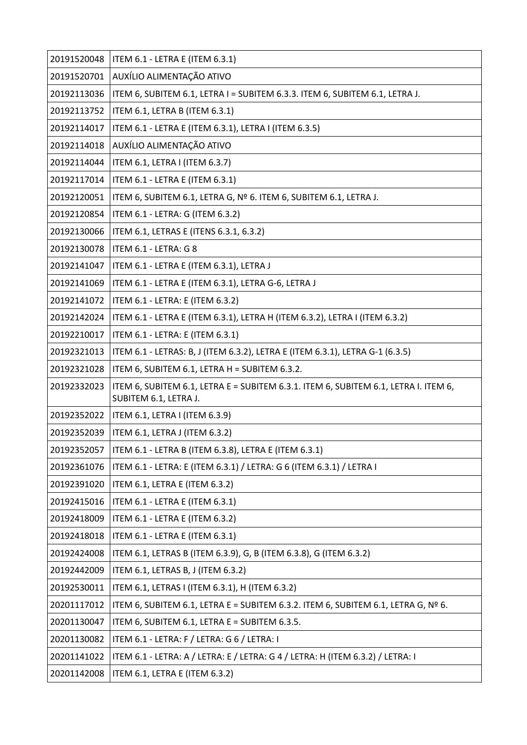| | |
|---|---|
| 20191520048 | ITEM 6.1 - LETRA E (ITEM 6.3.1) |
| 20191520701 | AUXÍLIO ALIMENTAÇÃO ATIVO |
| 20192113036 | ITEM 6, SUBITEM 6.1, LETRA I = SUBITEM 6.3.3. ITEM 6, SUBITEM 6.1, LETRA J. |
| 20192113752 | ITEM 6.1, LETRA B (ITEM 6.3.1) |
| 20192114017 | ITEM 6.1 - LETRA E (ITEM 6.3.1), LETRA I (ITEM 6.3.5) |
| 20192114018 | AUXÍLIO ALIMENTAÇÃO ATIVO |
| 20192114044 | ITEM 6.1, LETRA I (ITEM 6.3.7) |
| 20192117014 | ITEM 6.1 - LETRA E (ITEM 6.3.1) |
| 20192120051 | ITEM 6, SUBITEM 6.1, LETRA G, Nº 6. ITEM 6, SUBITEM 6.1, LETRA J. |
| 20192120854 | ITEM 6.1 - LETRA: G (ITEM 6.3.2) |
| 20192130066 | ITEM 6.1, LETRAS E (ITENS 6.3.1, 6.3.2) |
| 20192130078 | ITEM 6.1 - LETRA: G 8 |
| 20192141047 | ITEM 6.1 - LETRA E (ITEM 6.3.1), LETRA J |
| 20192141069 | ITEM 6.1 - LETRA E (ITEM 6.3.1), LETRA G-6, LETRA J |
| 20192141072 | ITEM 6.1 - LETRA: E (ITEM 6.3.2) |
| 20192142024 | ITEM 6.1 - LETRA E (ITEM 6.3.1), LETRA H (ITEM 6.3.2), LETRA I (ITEM 6.3.2) |
| 20192210017 | ITEM 6.1 - LETRA: E (ITEM 6.3.1) |
| 20192321013 | ITEM 6.1 - LETRAS: B, J (ITEM 6.3.2), LETRA E (ITEM 6.3.1), LETRA G-1 (6.3.5) |
| 20192321028 | ITEM 6, SUBITEM 6.1, LETRA H = SUBITEM 6.3.2. |
| 20192332023 | ITEM 6, SUBITEM 6.1, LETRA E = SUBITEM 6.3.1. ITEM 6, SUBITEM 6.1, LETRA I. ITEM 6, SUBITEM 6.1, LETRA J. |
| 20192352022 | ITEM 6.1, LETRA I (ITEM 6.3.9) |
| 20192352039 | ITEM 6.1, LETRA J (ITEM 6.3.2) |
| 20192352057 | ITEM 6.1 - LETRA B (ITEM 6.3.8), LETRA E (ITEM 6.3.1) |
| 20192361076 | ITEM 6.1 - LETRA: E (ITEM 6.3.1) / LETRA: G 6 (ITEM 6.3.1) / LETRA I |
| 20192391020 | ITEM 6.1, LETRA E (ITEM 6.3.2) |
| 20192415016 | ITEM 6.1 - LETRA E (ITEM 6.3.1) |
| 20192418009 | ITEM 6.1 - LETRA E (ITEM 6.3.2) |
| 20192418018 | ITEM 6.1 - LETRA E (ITEM 6.3.1) |
| 20192424008 | ITEM 6.1, LETRAS B (ITEM 6.3.9), G, B (ITEM 6.3.8), G (ITEM 6.3.2) |
| 20192442009 | ITEM 6.1, LETRAS B, J (ITEM 6.3.2) |
| 20192530011 | ITEM 6.1, LETRAS I (ITEM 6.3.1), H (ITEM 6.3.2) |
| 20201117012 | ITEM 6, SUBITEM 6.1, LETRA E = SUBITEM 6.3.2. ITEM 6, SUBITEM 6.1, LETRA G, Nº 6. |
| 20201130047 | ITEM 6, SUBITEM 6.1, LETRA E = SUBITEM 6.3.5. |
| 20201130082 | ITEM 6.1 - LETRA: F / LETRA: G 6 / LETRA: I |
| 20201141022 | ITEM 6.1 - LETRA: A / LETRA: E / LETRA: G 4 / LETRA: H (ITEM 6.3.2) / LETRA: I |
| 20201142008 | ITEM 6.1, LETRA E (ITEM 6.3.2) |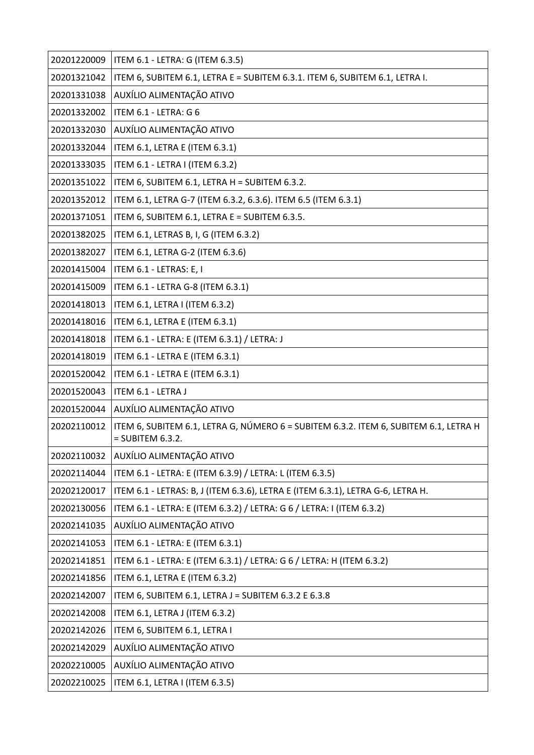| | |
|---|---|
| 20201220009 | ITEM 6.1 - LETRA: G (ITEM 6.3.5) |
| 20201321042 | ITEM 6, SUBITEM 6.1, LETRA E = SUBITEM 6.3.1. ITEM 6, SUBITEM 6.1, LETRA I. |
| 20201331038 | AUXÍLIO ALIMENTAÇÃO ATIVO |
| 20201332002 | ITEM 6.1 - LETRA: G 6 |
| 20201332030 | AUXÍLIO ALIMENTAÇÃO ATIVO |
| 20201332044 | ITEM 6.1, LETRA E (ITEM 6.3.1) |
| 20201333035 | ITEM 6.1 - LETRA I (ITEM 6.3.2) |
| 20201351022 | ITEM 6, SUBITEM 6.1, LETRA H = SUBITEM 6.3.2. |
| 20201352012 | ITEM 6.1, LETRA G-7 (ITEM 6.3.2, 6.3.6). ITEM 6.5 (ITEM 6.3.1) |
| 20201371051 | ITEM 6, SUBITEM 6.1, LETRA E = SUBITEM 6.3.5. |
| 20201382025 | ITEM 6.1, LETRAS B, I, G (ITEM 6.3.2) |
| 20201382027 | ITEM 6.1, LETRA G-2 (ITEM 6.3.6) |
| 20201415004 | ITEM 6.1 - LETRAS: E, I |
| 20201415009 | ITEM 6.1 - LETRA G-8 (ITEM 6.3.1) |
| 20201418013 | ITEM 6.1, LETRA I (ITEM 6.3.2) |
| 20201418016 | ITEM 6.1, LETRA E (ITEM 6.3.1) |
| 20201418018 | ITEM 6.1 - LETRA: E (ITEM 6.3.1) / LETRA: J |
| 20201418019 | ITEM 6.1 - LETRA E (ITEM 6.3.1) |
| 20201520042 | ITEM 6.1 - LETRA E (ITEM 6.3.1) |
| 20201520043 | ITEM 6.1 - LETRA J |
| 20201520044 | AUXÍLIO ALIMENTAÇÃO ATIVO |
| 20202110012 | ITEM 6, SUBITEM 6.1, LETRA G, NÚMERO 6 = SUBITEM 6.3.2. ITEM 6, SUBITEM 6.1, LETRA H = SUBITEM 6.3.2. |
| 20202110032 | AUXÍLIO ALIMENTAÇÃO ATIVO |
| 20202114044 | ITEM 6.1 - LETRA: E (ITEM 6.3.9) / LETRA: L (ITEM 6.3.5) |
| 20202120017 | ITEM 6.1 - LETRAS: B, J (ITEM 6.3.6), LETRA E (ITEM 6.3.1), LETRA G-6, LETRA H. |
| 20202130056 | ITEM 6.1 - LETRA: E (ITEM 6.3.2) / LETRA: G 6 / LETRA: I (ITEM 6.3.2) |
| 20202141035 | AUXÍLIO ALIMENTAÇÃO ATIVO |
| 20202141053 | ITEM 6.1 - LETRA: E (ITEM 6.3.1) |
| 20202141851 | ITEM 6.1 - LETRA: E (ITEM 6.3.1) / LETRA: G 6 / LETRA: H (ITEM 6.3.2) |
| 20202141856 | ITEM 6.1, LETRA E (ITEM 6.3.2) |
| 20202142007 | ITEM 6, SUBITEM 6.1, LETRA J = SUBITEM 6.3.2 E 6.3.8 |
| 20202142008 | ITEM 6.1, LETRA J (ITEM 6.3.2) |
| 20202142026 | ITEM 6, SUBITEM 6.1, LETRA I |
| 20202142029 | AUXÍLIO ALIMENTAÇÃO ATIVO |
| 20202210005 | AUXÍLIO ALIMENTAÇÃO ATIVO |
| 20202210025 | ITEM 6.1, LETRA I (ITEM 6.3.5) |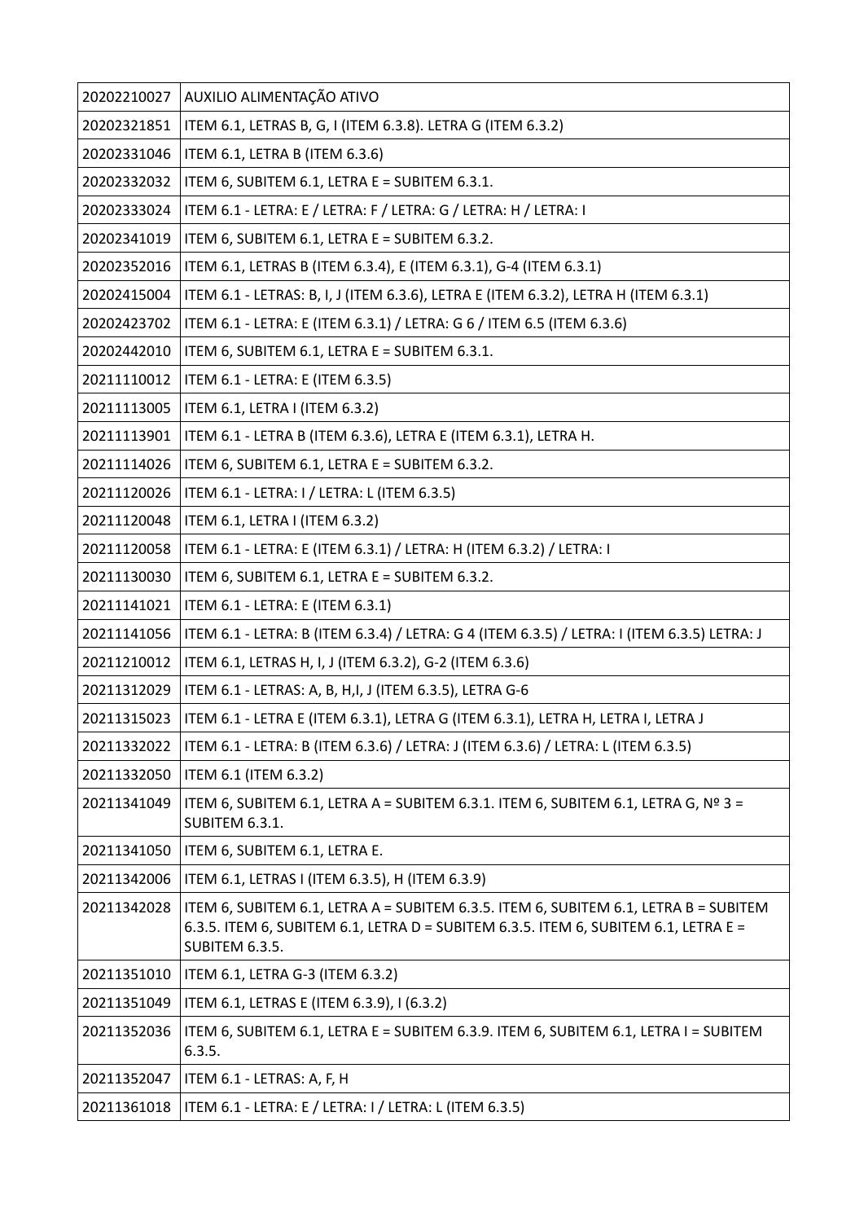| | |
|---|---|
| 20202210027 | AUXILIO ALIMENTAÇÃO ATIVO |
| 20202321851 | ITEM 6.1, LETRAS B, G, I (ITEM 6.3.8). LETRA G (ITEM 6.3.2) |
| 20202331046 | ITEM 6.1, LETRA B (ITEM 6.3.6) |
| 20202332032 | ITEM 6, SUBITEM 6.1, LETRA E = SUBITEM 6.3.1. |
| 20202333024 | ITEM 6.1 - LETRA: E / LETRA: F / LETRA: G / LETRA: H / LETRA: I |
| 20202341019 | ITEM 6, SUBITEM 6.1, LETRA E = SUBITEM 6.3.2. |
| 20202352016 | ITEM 6.1, LETRAS B (ITEM 6.3.4), E (ITEM 6.3.1), G-4 (ITEM 6.3.1) |
| 20202415004 | ITEM 6.1 - LETRAS: B, I, J (ITEM 6.3.6), LETRA E (ITEM 6.3.2), LETRA H (ITEM 6.3.1) |
| 20202423702 | ITEM 6.1 - LETRA: E (ITEM 6.3.1) / LETRA: G 6 / ITEM 6.5 (ITEM 6.3.6) |
| 20202442010 | ITEM 6, SUBITEM 6.1, LETRA E = SUBITEM 6.3.1. |
| 20211110012 | ITEM 6.1 - LETRA: E (ITEM 6.3.5) |
| 20211113005 | ITEM 6.1, LETRA I (ITEM 6.3.2) |
| 20211113901 | ITEM 6.1 - LETRA B (ITEM 6.3.6), LETRA E (ITEM 6.3.1), LETRA H. |
| 20211114026 | ITEM 6, SUBITEM 6.1, LETRA E = SUBITEM 6.3.2. |
| 20211120026 | ITEM 6.1 - LETRA: I / LETRA: L (ITEM 6.3.5) |
| 20211120048 | ITEM 6.1, LETRA I (ITEM 6.3.2) |
| 20211120058 | ITEM 6.1 - LETRA: E (ITEM 6.3.1) / LETRA: H (ITEM 6.3.2) / LETRA: I |
| 20211130030 | ITEM 6, SUBITEM 6.1, LETRA E = SUBITEM 6.3.2. |
| 20211141021 | ITEM 6.1 - LETRA: E (ITEM 6.3.1) |
| 20211141056 | ITEM 6.1 - LETRA: B (ITEM 6.3.4) / LETRA: G 4 (ITEM 6.3.5) / LETRA: I (ITEM 6.3.5) LETRA: J |
| 20211210012 | ITEM 6.1, LETRAS H, I, J (ITEM 6.3.2), G-2 (ITEM 6.3.6) |
| 20211312029 | ITEM 6.1 - LETRAS: A, B, H,I, J (ITEM 6.3.5), LETRA G-6 |
| 20211315023 | ITEM 6.1 - LETRA E (ITEM 6.3.1), LETRA G (ITEM 6.3.1), LETRA H, LETRA I, LETRA J |
| 20211332022 | ITEM 6.1 - LETRA: B (ITEM 6.3.6) / LETRA: J (ITEM 6.3.6) / LETRA: L (ITEM 6.3.5) |
| 20211332050 | ITEM 6.1 (ITEM 6.3.2) |
| 20211341049 | ITEM 6, SUBITEM 6.1, LETRA A = SUBITEM 6.3.1. ITEM 6, SUBITEM 6.1, LETRA G, Nº 3 = SUBITEM 6.3.1. |
| 20211341050 | ITEM 6, SUBITEM 6.1, LETRA E. |
| 20211342006 | ITEM 6.1, LETRAS I (ITEM 6.3.5), H (ITEM 6.3.9) |
| 20211342028 | ITEM 6, SUBITEM 6.1, LETRA A = SUBITEM 6.3.5. ITEM 6, SUBITEM 6.1, LETRA B = SUBITEM 6.3.5. ITEM 6, SUBITEM 6.1, LETRA D = SUBITEM 6.3.5. ITEM 6, SUBITEM 6.1, LETRA E = SUBITEM 6.3.5. |
| 20211351010 | ITEM 6.1, LETRA G-3 (ITEM 6.3.2) |
| 20211351049 | ITEM 6.1, LETRAS E (ITEM 6.3.9), I (6.3.2) |
| 20211352036 | ITEM 6, SUBITEM 6.1, LETRA E = SUBITEM 6.3.9. ITEM 6, SUBITEM 6.1, LETRA I = SUBITEM 6.3.5. |
| 20211352047 | ITEM 6.1 - LETRAS: A, F, H |
| 20211361018 | ITEM 6.1 - LETRA: E / LETRA: I / LETRA: L (ITEM 6.3.5) |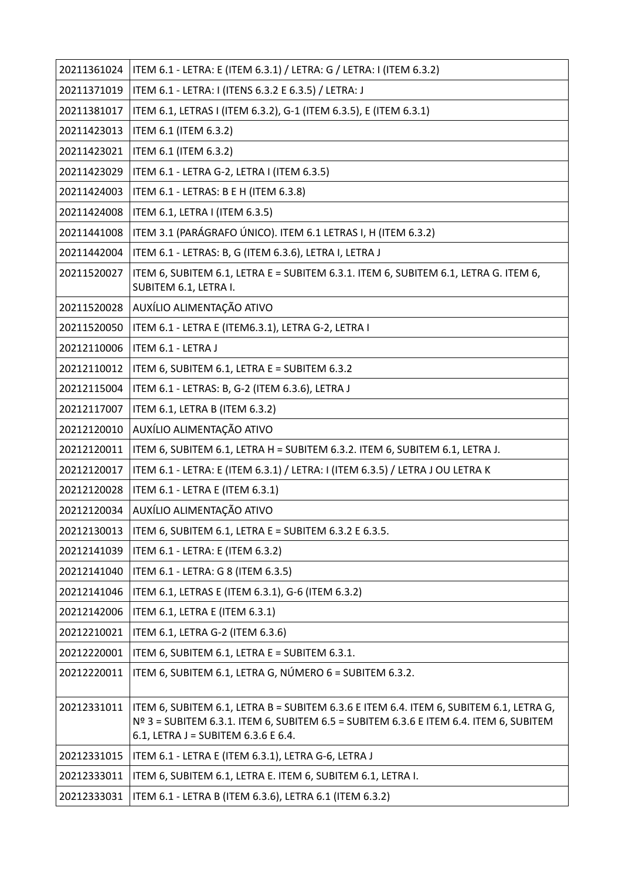| | |
|---|---|
| 20211361024 | ITEM 6.1 - LETRA: E (ITEM 6.3.1) / LETRA: G / LETRA: I (ITEM 6.3.2) |
| 20211371019 | ITEM 6.1 - LETRA: I (ITENS 6.3.2 E 6.3.5) / LETRA: J |
| 20211381017 | ITEM 6.1, LETRAS I (ITEM 6.3.2), G-1 (ITEM 6.3.5), E (ITEM 6.3.1) |
| 20211423013 | ITEM 6.1 (ITEM 6.3.2) |
| 20211423021 | ITEM 6.1 (ITEM 6.3.2) |
| 20211423029 | ITEM 6.1 - LETRA G-2, LETRA I (ITEM 6.3.5) |
| 20211424003 | ITEM 6.1 - LETRAS: B E H (ITEM 6.3.8) |
| 20211424008 | ITEM 6.1, LETRA I (ITEM 6.3.5) |
| 20211441008 | ITEM 3.1 (PARÁGRAFO ÚNICO). ITEM 6.1 LETRAS I, H (ITEM 6.3.2) |
| 20211442004 | ITEM 6.1 - LETRAS: B, G (ITEM 6.3.6), LETRA I, LETRA J |
| 20211520027 | ITEM 6, SUBITEM 6.1, LETRA E = SUBITEM 6.3.1. ITEM 6, SUBITEM 6.1, LETRA G. ITEM 6, SUBITEM 6.1, LETRA I. |
| 20211520028 | AUXÍLIO ALIMENTAÇÃO ATIVO |
| 20211520050 | ITEM 6.1 - LETRA E (ITEM6.3.1), LETRA G-2, LETRA I |
| 20212110006 | ITEM 6.1 - LETRA J |
| 20212110012 | ITEM 6, SUBITEM 6.1, LETRA E = SUBITEM 6.3.2 |
| 20212115004 | ITEM 6.1 - LETRAS: B, G-2 (ITEM 6.3.6), LETRA J |
| 20212117007 | ITEM 6.1, LETRA B (ITEM 6.3.2) |
| 20212120010 | AUXÍLIO ALIMENTAÇÃO ATIVO |
| 20212120011 | ITEM 6, SUBITEM 6.1, LETRA H = SUBITEM 6.3.2. ITEM 6, SUBITEM 6.1, LETRA J. |
| 20212120017 | ITEM 6.1 - LETRA: E (ITEM 6.3.1) / LETRA: I (ITEM 6.3.5) / LETRA J OU LETRA K |
| 20212120028 | ITEM 6.1 - LETRA E (ITEM 6.3.1) |
| 20212120034 | AUXÍLIO ALIMENTAÇÃO ATIVO |
| 20212130013 | ITEM 6, SUBITEM 6.1, LETRA E = SUBITEM 6.3.2 E 6.3.5. |
| 20212141039 | ITEM 6.1 - LETRA: E (ITEM 6.3.2) |
| 20212141040 | ITEM 6.1 - LETRA: G 8 (ITEM 6.3.5) |
| 20212141046 | ITEM 6.1, LETRAS E (ITEM 6.3.1), G-6 (ITEM 6.3.2) |
| 20212142006 | ITEM 6.1, LETRA E (ITEM 6.3.1) |
| 20212210021 | ITEM 6.1, LETRA G-2 (ITEM 6.3.6) |
| 20212220001 | ITEM 6, SUBITEM 6.1, LETRA E = SUBITEM 6.3.1. |
| 20212220011 | ITEM 6, SUBITEM 6.1, LETRA G, NÚMERO 6 = SUBITEM 6.3.2. |
| 20212331011 | ITEM 6, SUBITEM 6.1, LETRA B = SUBITEM 6.3.6 E ITEM 6.4. ITEM 6, SUBITEM 6.1, LETRA G, Nº 3 = SUBITEM 6.3.1. ITEM 6, SUBITEM 6.5 = SUBITEM 6.3.6 E ITEM 6.4. ITEM 6, SUBITEM 6.1, LETRA J = SUBITEM 6.3.6 E 6.4. |
| 20212331015 | ITEM 6.1 - LETRA E (ITEM 6.3.1), LETRA G-6, LETRA J |
| 20212333011 | ITEM 6, SUBITEM 6.1, LETRA E. ITEM 6, SUBITEM 6.1, LETRA I. |
| 20212333031 | ITEM 6.1 - LETRA B (ITEM 6.3.6), LETRA 6.1 (ITEM 6.3.2) |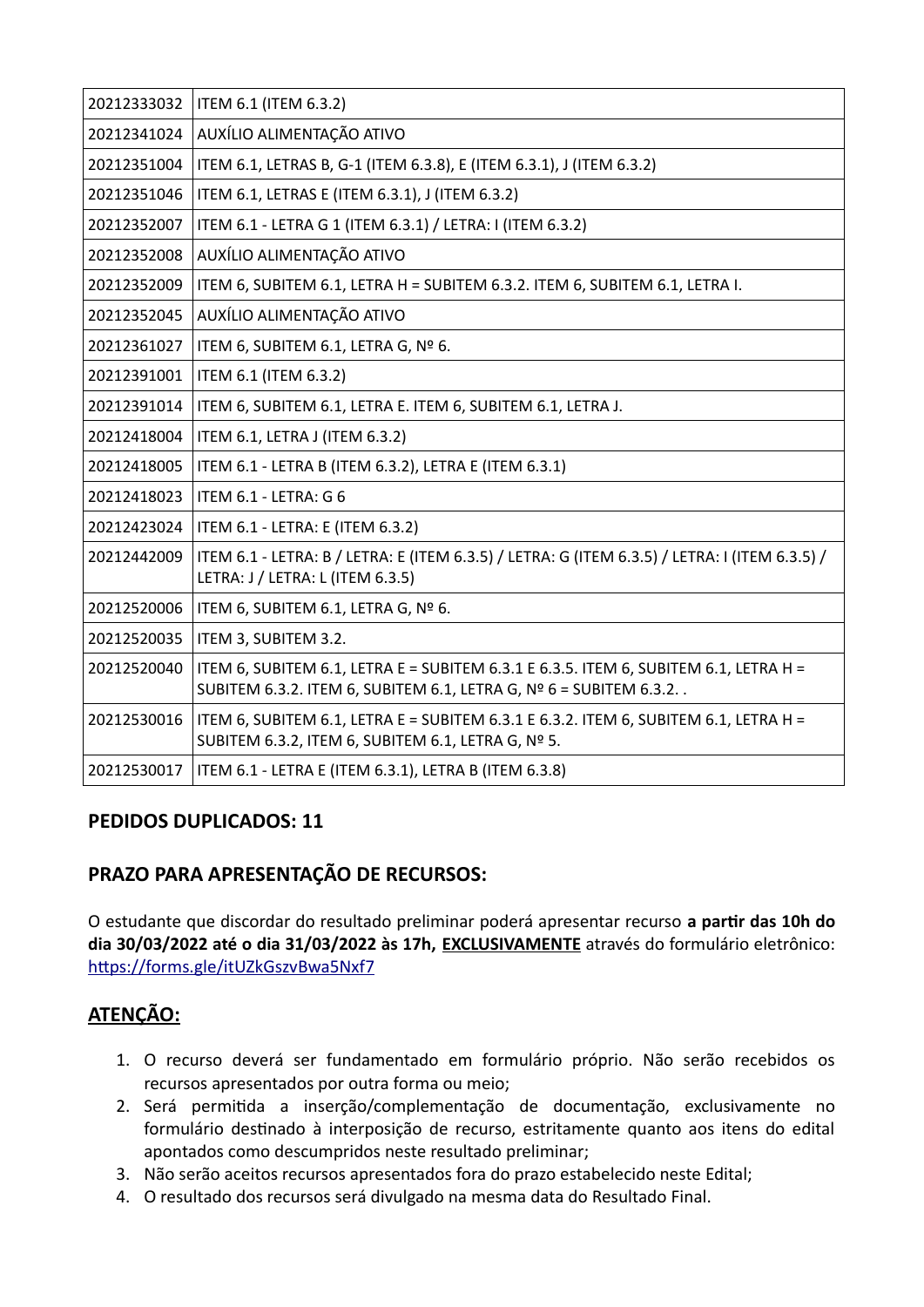| | |
|---|---|
| 20212333032 | ITEM 6.1 (ITEM 6.3.2) |
| 20212341024 | AUXÍLIO ALIMENTAÇÃO ATIVO |
| 20212351004 | ITEM 6.1, LETRAS B, G-1 (ITEM 6.3.8), E (ITEM 6.3.1), J (ITEM 6.3.2) |
| 20212351046 | ITEM 6.1, LETRAS E (ITEM 6.3.1), J (ITEM 6.3.2) |
| 20212352007 | ITEM 6.1 - LETRA G 1 (ITEM 6.3.1) / LETRA: I (ITEM 6.3.2) |
| 20212352008 | AUXÍLIO ALIMENTAÇÃO ATIVO |
| 20212352009 | ITEM 6, SUBITEM 6.1, LETRA H = SUBITEM 6.3.2. ITEM 6, SUBITEM 6.1, LETRA I. |
| 20212352045 | AUXÍLIO ALIMENTAÇÃO ATIVO |
| 20212361027 | ITEM 6, SUBITEM 6.1, LETRA G, Nº 6. |
| 20212391001 | ITEM 6.1 (ITEM 6.3.2) |
| 20212391014 | ITEM 6, SUBITEM 6.1, LETRA E. ITEM 6, SUBITEM 6.1, LETRA J. |
| 20212418004 | ITEM 6.1, LETRA J (ITEM 6.3.2) |
| 20212418005 | ITEM 6.1 - LETRA B (ITEM 6.3.2), LETRA E (ITEM 6.3.1) |
| 20212418023 | ITEM 6.1 - LETRA: G 6 |
| 20212423024 | ITEM 6.1 - LETRA: E (ITEM 6.3.2) |
| 20212442009 | ITEM 6.1 - LETRA: B / LETRA: E (ITEM 6.3.5) / LETRA: G (ITEM 6.3.5) / LETRA: I (ITEM 6.3.5) / LETRA: J / LETRA: L (ITEM 6.3.5) |
| 20212520006 | ITEM 6, SUBITEM 6.1, LETRA G, Nº 6. |
| 20212520035 | ITEM 3, SUBITEM 3.2. |
| 20212520040 | ITEM 6, SUBITEM 6.1, LETRA E = SUBITEM 6.3.1 E 6.3.5. ITEM 6, SUBITEM 6.1, LETRA H = SUBITEM 6.3.2. ITEM 6, SUBITEM 6.1, LETRA G, Nº 6 = SUBITEM 6.3.2. . |
| 20212530016 | ITEM 6, SUBITEM 6.1, LETRA E = SUBITEM 6.3.1 E 6.3.2. ITEM 6, SUBITEM 6.1, LETRA H = SUBITEM 6.3.2, ITEM 6, SUBITEM 6.1, LETRA G, Nº 5. |
| 20212530017 | ITEM 6.1 - LETRA E (ITEM 6.3.1), LETRA B (ITEM 6.3.8) |

## PEDIDOS DUPLICADOS: 11

## PRAZO PARA APRESENTAÇÃO DE RECURSOS:

O estudante que discordar do resultado preliminar poderá apresentar recurso **a partir das 10h do dia 30/03/2022 até o dia 31/03/2022 às 17h, <u>EXCLUSIVAMENTE</u>** através do formulário eletrônico: https://forms.gle/itUZkGszvBwa5Nxf7

## <u>ATENÇÃO:</u>

1. O recurso deverá ser fundamentado em formulário próprio. Não serão recebidos os recursos apresentados por outra forma ou meio;
2. Será permitida a inserção/complementação de documentação, exclusivamente no formulário destinado à interposição de recurso, estritamente quanto aos itens do edital apontados como descumpridos neste resultado preliminar;
3. Não serão aceitos recursos apresentados fora do prazo estabelecido neste Edital;
4. O resultado dos recursos será divulgado na mesma data do Resultado Final.